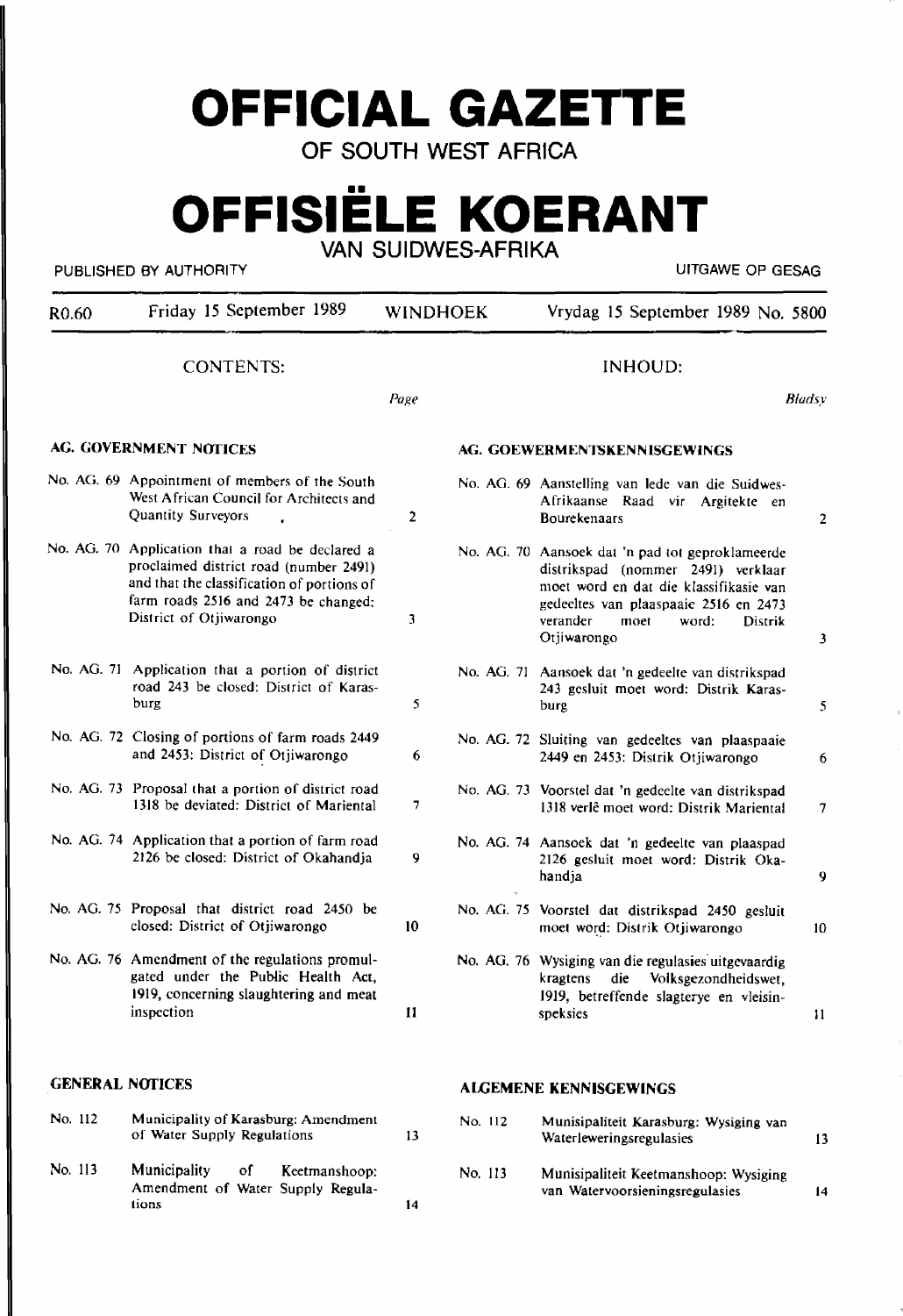# OFFICIAL GAZETTE

OF SOUTH WEST AFRICA

# OFFISIËLE KOERANT

VAN SUIDWES-AFRIKA

PUBLISHED BY AUTHORITY — UITGAWE OP GESAG

R0.60 — Friday 15 September 1989 — WINDHOEK — Vrydag 15 September 1989 No. 5800

## CONTENTS:

| | | Page |
|---|---|---|
| **AG. GOVERNMENT NOTICES** | | |
| No. AG. 69 | Appointment of members of the South West African Council for Architects and Quantity Surveyors | 2 |
| No. AG. 70 | Application that a road be declared a proclaimed district road (number 2491) and that the classification of portions of farm roads 2516 and 2473 be changed: District of Otjiwarongo | 3 |
| No. AG. 71 | Application that a portion of district road 243 be closed: District of Karasburg | 5 |
| No. AG. 72 | Closing of portions of farm roads 2449 and 2453: District of Otjiwarongo | 6 |
| No. AG. 73 | Proposal that a portion of district road 1318 be deviated: District of Mariental | 7 |
| No. AG. 74 | Application that a portion of farm road 2126 be closed: District of Okahandja | 9 |
| No. AG. 75 | Proposal that district road 2450 be closed: District of Otjiwarongo | 10 |
| No. AG. 76 | Amendment of the regulations promulgated under the Public Health Act, 1919, concerning slaughtering and meat inspection | 11 |
| **GENERAL NOTICES** | | |
| No. 112 | Municipality of Karasburg: Amendment of Water Supply Regulations | 13 |
| No. 113 | Municipality of Keetmanshoop: Amendment of Water Supply Regulations | 14 |

## INHOUD:

| | | Bladsy |
|---|---|---|
| **AG. GOEWERMENTSKENNISGEWINGS** | | |
| No. AG. 69 | Aanstelling van lede van die Suidwes-Afrikaanse Raad vir Argitekte en Bourekenaars | 2 |
| No. AG. 70 | Aansoek dat 'n pad tot geproklameerde distrikspad (nommer 2491) verklaar moet word en dat die klassifikasie van gedeeltes van plaaspaaie 2516 en 2473 verander moet word: Distrik Otjiwarongo | 3 |
| No. AG. 71 | Aansoek dat 'n gedeelte van distrikspad 243 gesluit moet word: Distrik Karasburg | 5 |
| No. AG. 72 | Sluiting van gedeeltes van plaaspaaie 2449 en 2453: Distrik Otjiwarongo | 6 |
| No. AG. 73 | Voorstel dat 'n gedeelte van distrikspad 1318 verlê moet word: Distrik Mariental | 7 |
| No. AG. 74 | Aansoek dat 'n gedeelte van plaaspad 2126 gesluit moet word: Distrik Okahandja | 9 |
| No. AG. 75 | Voorstel dat distrikspad 2450 gesluit moet word: Distrik Otjiwarongo | 10 |
| No. AG. 76 | Wysiging van die regulasies uitgevaardig kragtens die Volksgezondheidswet, 1919, betreffende slagterye en vleisinspeksies | 11 |
| **ALGEMENE KENNISGEWINGS** | | |
| No. 112 | Munisipaliteit Karasburg: Wysiging van Waterleweringsregulasies | 13 |
| No. 113 | Munisipaliteit Keetmanshoop: Wysiging van Watervoorsieningsregulasies | 14 |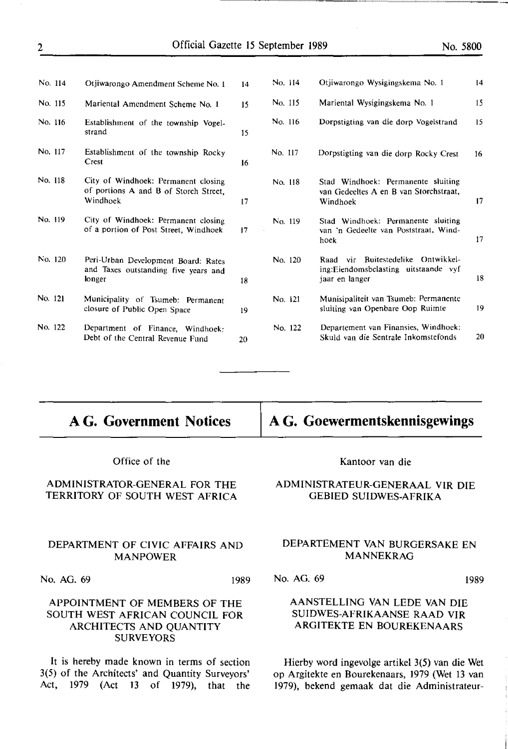| | | | | | |
|---|---|---|---|---|---|
| No. 114 | Otjiwarongo Amendment Scheme No. 1 | 14 | No. 114 | Otjiwarongo Wysigingskema No. 1 | 14 |
| No. 115 | Mariental Amendment Scheme No. 1 | 15 | No. 115 | Mariental Wysigingskema No. 1 | 15 |
| No. 116 | Establishment of the township Vogelstrand | 15 | No. 116 | Dorpstigting van die dorp Vogelstrand | 15 |
| No. 117 | Establishment of the township Rocky Crest | 16 | No. 117 | Dorpstigting van die dorp Rocky Crest | 16 |
| No. 118 | City of Windhoek: Permanent closing of portions A and B of Storch Street, Windhoek | 17 | No. 118 | Stad Windhoek: Permanente sluiting van Gedeeltes A en B van Storchstraat, Windhoek | 17 |
| No. 119 | City of Windhoek: Permanent closing of a portion of Post Street, Windhoek | 17 | No. 119 | Stad Windhoek: Permanente sluiting van 'n Gedeelte van Poststraat, Windhoek | 17 |
| No. 120 | Peri-Urban Development Board: Rates and Taxes outstanding five years and longer | 18 | No. 120 | Raad vir Buitestedelike Ontwikkeling:Eiendomsbelasting uitstaande vyf jaar en langer | 18 |
| No. 121 | Municipality of Tsumeb: Permanent closure of Public Open Space | 19 | No. 121 | Munisipaliteit van Tsumeb: Permanente sluiting van Openbare Oop Ruimte | 19 |
| No. 122 | Department of Finance, Windhoek: Debt of the Central Revenue Fund | 20 | No. 122 | Departement van Finansies, Windhoek: Skuld van die Sentrale Inkomstefonds | 20 |

## A G. Government Notices

Office of the

ADMINISTRATOR-GENERAL FOR THE TERRITORY OF SOUTH WEST AFRICA

DEPARTMENT OF CIVIC AFFAIRS AND MANPOWER

No. AG. 69 1989

APPOINTMENT OF MEMBERS OF THE SOUTH WEST AFRICAN COUNCIL FOR ARCHITECTS AND QUANTITY SURVEYORS

It is hereby made known in terms of section 3(5) of the Architects' and Quantity Surveyors' Act, 1979 (Act 13 of 1979), that the

## A G. Goewermentskennisgewings

Kantoor van die

ADMINISTRATEUR-GENERAAL VIR DIE GEBIED SUIDWES-AFRIKA

DEPARTEMENT VAN BURGERSAKE EN MANNEKRAG

No. AG. 69 1989

AANSTELLING VAN LEDE VAN DIE SUIDWES-AFRIKAANSE RAAD VIR ARGITEKTE EN BOUREKENAARS

Hierby word ingevolge artikel 3(5) van die Wet op Argitekte en Bourekenaars, 1979 (Wet 13 van 1979), bekend gemaak dat die Administrateur-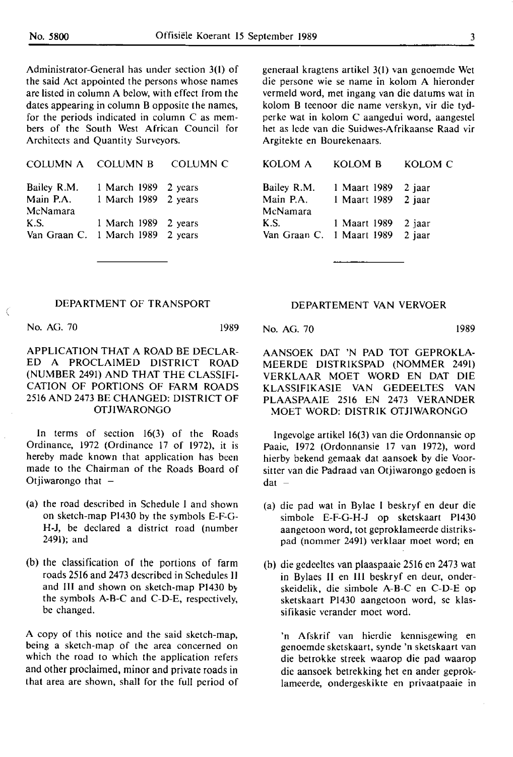Administrator-General has under section 3(1) of the said Act appointed the persons whose names are listed in column A below, with effect from the dates appearing in column B opposite the names, for the periods indicated in column C as members of the South West African Council for Architects and Quantity Surveyors.

| COLUMN A | COLUMN B | COLUMN C |
|---|---|---|
| Bailey R.M. | 1 March 1989 | 2 years |
| Main P.A. | 1 March 1989 | 2 years |
| McNamara K.S. | 1 March 1989 | 2 years |
| Van Graan C. | 1 March 1989 | 2 years |

generaal kragtens artikel 3(1) van genoemde Wet die persone wie se name in kolom A hieronder vermeld word, met ingang van die datums wat in kolom B teenoor die name verskyn, vir die tydperke wat in kolom C aangedui word, aangestel het as lede van die Suidwes-Afrikaanse Raad vir Argitekte en Bourekenaars.

| KOLOM A | KOLOM B | KOLOM C |
|---|---|---|
| Bailey R.M. | 1 Maart 1989 | 2 jaar |
| Main P.A. | 1 Maart 1989 | 2 jaar |
| McNamara K.S. | 1 Maart 1989 | 2 jaar |
| Van Graan C. | 1 Maart 1989 | 2 jaar |

## DEPARTMENT OF TRANSPORT

No. AG. 70 1989

### APPLICATION THAT A ROAD BE DECLARED A PROCLAIMED DISTRICT ROAD (NUMBER 2491) AND THAT THE CLASSIFICATION OF PORTIONS OF FARM ROADS 2516 AND 2473 BE CHANGED: DISTRICT OF OTJIWARONGO

In terms of section 16(3) of the Roads Ordinance, 1972 (Ordinance 17 of 1972), it is hereby made known that application has been made to the Chairman of the Roads Board of Otjiwarongo that –

(a) the road described in Schedule I and shown on sketch-map P1430 by the symbols E-F-G-H-J, be declared a district road (number 2491); and

(b) the classification of the portions of farm roads 2516 and 2473 described in Schedules II and III and shown on sketch-map P1430 by the symbols A-B-C and C-D-E, respectively, be changed.

A copy of this notice and the said sketch-map, being a sketch-map of the area concerned on which the road to which the application refers and other proclaimed, minor and private roads in that area are shown, shall for the full period of

## DEPARTEMENT VAN VERVOER

No. AG. 70 1989

### AANSOEK DAT 'N PAD TOT GEPROKLAMEERDE DISTRIKSPAD (NOMMER 2491) VERKLAAR MOET WORD EN DAT DIE KLASSIFIKASIE VAN GEDEELTES VAN PLAASPAAIE 2516 EN 2473 VERANDER MOET WORD: DISTRIK OTJIWARONGO

Ingevolge artikel 16(3) van die Ordonnansie op Paaie, 1972 (Ordonnansie 17 van 1972), word hierby bekend gemaak dat aansoek by die Voorsitter van die Padraad van Otjiwarongo gedoen is dat –

(a) die pad wat in Bylae I beskryf en deur die simbole E-F-G-H-J op sketskaart P1430 aangetoon word, tot geproklameerde distrikspad (nommer 2491) verklaar moet word; en

(b) die gedeeltes van plaaspaaie 2516 en 2473 wat in Bylaes II en III beskryf en deur, onderskeidelik, die simbole A-B-C en C-D-E op sketskaart P1430 aangetoon word, se klassifikasie verander moet word.

'n Afskrif van hierdie kennisgewing en genoemde sketskaart, synde 'n sketskaart van die betrokke streek waarop die pad waarop die aansoek betrekking het en ander geproklameerde, ondergeskikte en privaatpaaie in